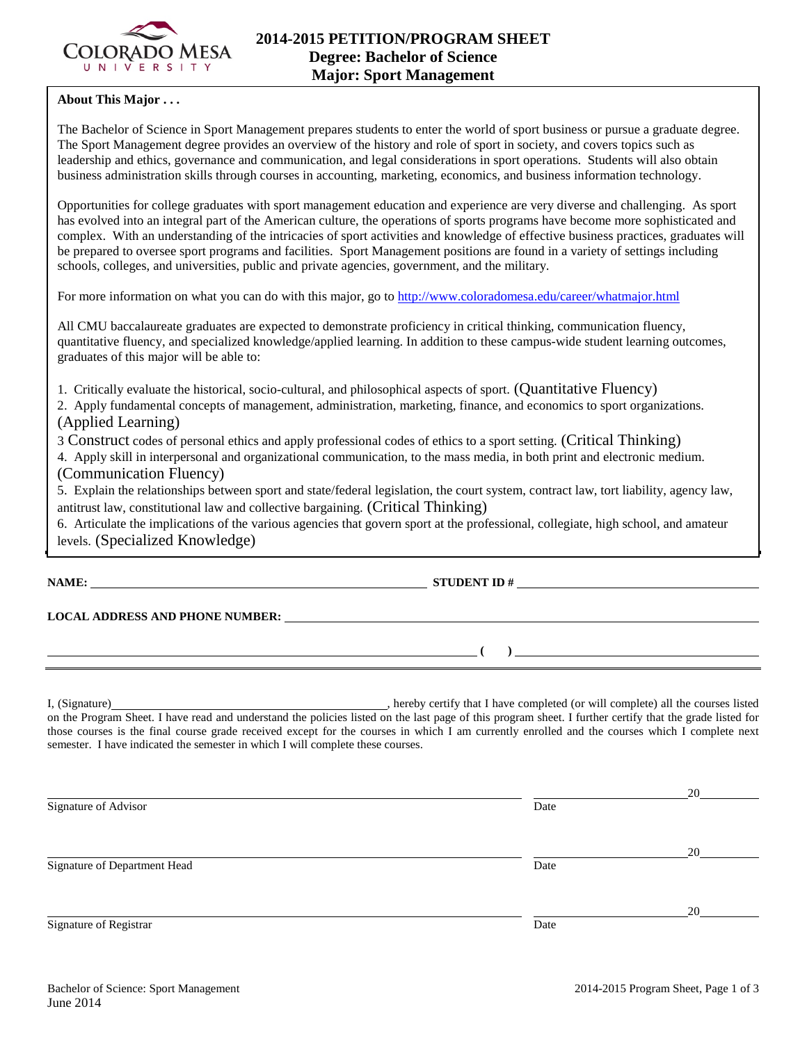# 2014-2015 PETITION/PROGRAM SHEET
## Degree: Bachelor of Science
## Major: Sport Management

**About This Major . . .**

The Bachelor of Science in Sport Management prepares students to enter the world of sport business or pursue a graduate degree. The Sport Management degree provides an overview of the history and role of sport in society, and covers topics such as leadership and ethics, governance and communication, and legal considerations in sport operations. Students will also obtain business administration skills through courses in accounting, marketing, economics, and business information technology.

Opportunities for college graduates with sport management education and experience are very diverse and challenging. As sport has evolved into an integral part of the American culture, the operations of sports programs have become more sophisticated and complex. With an understanding of the intricacies of sport activities and knowledge of effective business practices, graduates will be prepared to oversee sport programs and facilities. Sport Management positions are found in a variety of settings including schools, colleges, and universities, public and private agencies, government, and the military.

For more information on what you can do with this major, go to http://www.coloradomesa.edu/career/whatmajor.html

All CMU baccalaureate graduates are expected to demonstrate proficiency in critical thinking, communication fluency, quantitative fluency, and specialized knowledge/applied learning. In addition to these campus-wide student learning outcomes, graduates of this major will be able to:

1. Critically evaluate the historical, socio-cultural, and philosophical aspects of sport. (Quantitative Fluency)
2. Apply fundamental concepts of management, administration, marketing, finance, and economics to sport organizations. (Applied Learning)
3. Construct codes of personal ethics and apply professional codes of ethics to a sport setting. (Critical Thinking)
4. Apply skill in interpersonal and organizational communication, to the mass media, in both print and electronic medium. (Communication Fluency)
5. Explain the relationships between sport and state/federal legislation, the court system, contract law, tort liability, agency law, antitrust law, constitutional law and collective bargaining. (Critical Thinking)
6. Articulate the implications of the various agencies that govern sport at the professional, collegiate, high school, and amateur levels. (Specialized Knowledge)

**NAME:** ______________________ **STUDENT ID #** ______________________

**LOCAL ADDRESS AND PHONE NUMBER:** ______________________

______________________ **( )** ______________________

I, (Signature)______________________, hereby certify that I have completed (or will complete) all the courses listed on the Program Sheet. I have read and understand the policies listed on the last page of this program sheet. I further certify that the grade listed for those courses is the final course grade received except for the courses in which I am currently enrolled and the courses which I complete next semester. I have indicated the semester in which I will complete these courses.

______________________ ______________ 20______
Signature of Advisor Date

______________________ ______________ 20______
Signature of Department Head Date

______________________ ______________ 20______
Signature of Registrar Date

Bachelor of Science: Sport Management
June 2014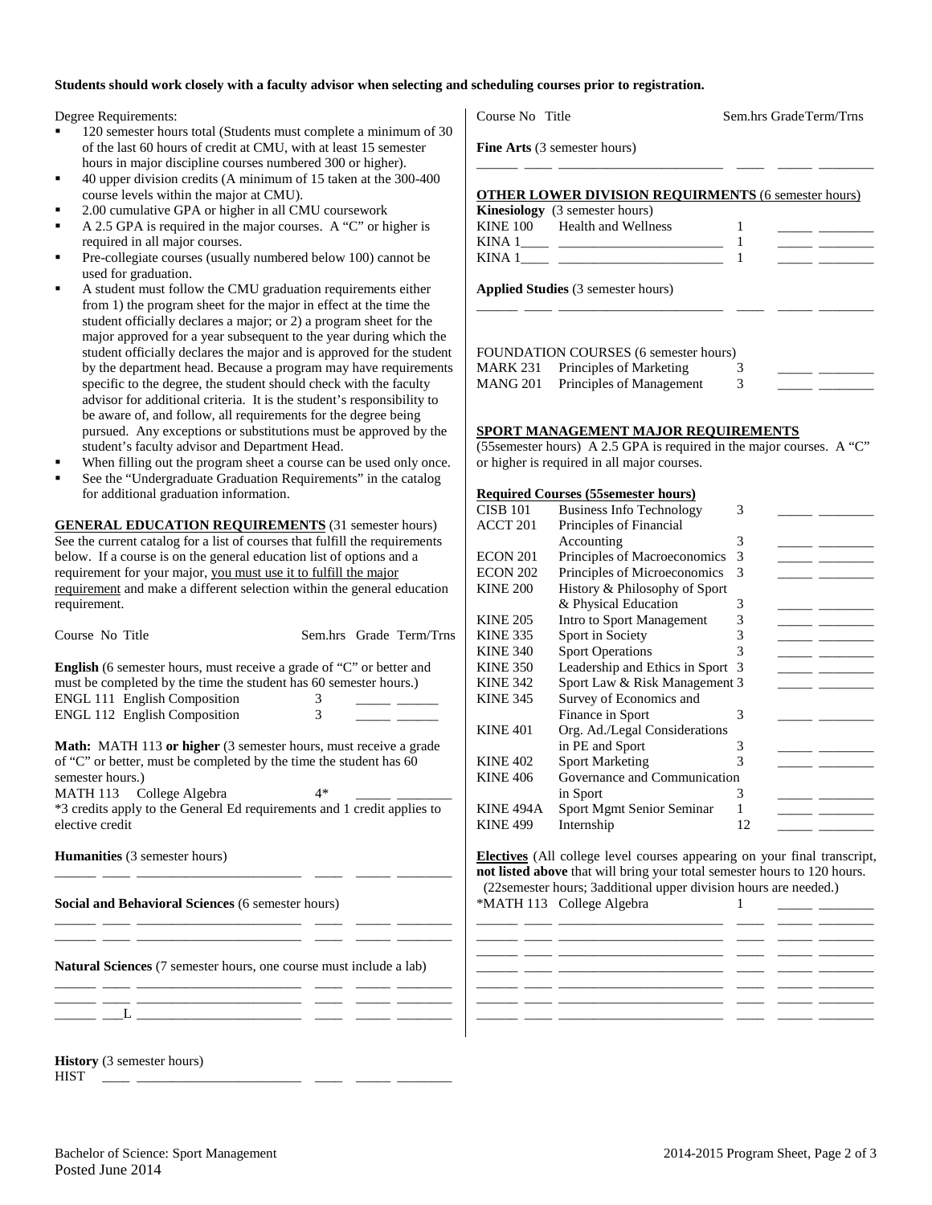**Students should work closely with a faculty advisor when selecting and scheduling courses prior to registration.**

Degree Requirements:

- 120 semester hours total (Students must complete a minimum of 30 of the last 60 hours of credit at CMU, with at least 15 semester hours in major discipline courses numbered 300 or higher).
- 40 upper division credits (A minimum of 15 taken at the 300-400 course levels within the major at CMU).
- 2.00 cumulative GPA or higher in all CMU coursework
- A 2.5 GPA is required in the major courses. A "C" or higher is required in all major courses.
- Pre-collegiate courses (usually numbered below 100) cannot be used for graduation.
- A student must follow the CMU graduation requirements either from 1) the program sheet for the major in effect at the time the student officially declares a major; or 2) a program sheet for the major approved for a year subsequent to the year during which the student officially declares the major and is approved for the student by the department head. Because a program may have requirements specific to the degree, the student should check with the faculty advisor for additional criteria. It is the student's responsibility to be aware of, and follow, all requirements for the degree being pursued. Any exceptions or substitutions must be approved by the student's faculty advisor and Department Head.
- When filling out the program sheet a course can be used only once.
- See the "Undergraduate Graduation Requirements" in the catalog for additional graduation information.

**GENERAL EDUCATION REQUIREMENTS** (31 semester hours) See the current catalog for a list of courses that fulfill the requirements below. If a course is on the general education list of options and a requirement for your major, you must use it to fulfill the major requirement and make a different selection within the general education requirement.

| Course No | Title | Sem.hrs | Grade | Term/Trns |
|---|---|---|---|---|
| **English** (6 semester hours, must receive a grade of "C" or better and must be completed by the time the student has 60 semester hours.) | | | | |
| ENGL 111 | English Composition | 3 | _____ | ______ |
| ENGL 112 | English Composition | 3 | _____ | ______ |
| **Math:** MATH 113 **or higher** (3 semester hours, must receive a grade of "C" or better, must be completed by the time the student has 60 semester hours.) | | | | |
| MATH 113 | College Algebra | 4* | _____ | ________ |

*3 credits apply to the General Ed requirements and 1 credit applies to elective credit

**Humanities** (3 semester hours)

______ ____ _______________________ ____ _____ ________

**Social and Behavioral Sciences** (6 semester hours)

______ ____ _______________________ ____ _____ ________
______ ____ _______________________ ____ _____ ________

**Natural Sciences** (7 semester hours, one course must include a lab)

______ ____ _______________________ ____ _____ ________
______ ____ _______________________ ____ _____ ________
______ ___L _______________________ ____ _____ ________

**History** (3 semester hours)

HIST ____ _______________________ ____ _____ ________

| Course No | Title | Sem.hrs | Grade | Term/Trns |
|---|---|---|---|---|

**Fine Arts** (3 semester hours)

______ ____ _______________________ ____ _____ ________

**OTHER LOWER DIVISION REQUIRMENTS** (6 semester hours)

**Kinesiology** (3 semester hours)

| Course No | Title | Sem.hrs | Grade | Term/Trns |
|---|---|---|---|---|
| KINE 100 | Health and Wellness | 1 | _____ | ________ |
| KINA 1____ | ________________________ | 1 | _____ | ________ |
| KINA 1____ | ________________________ | 1 | _____ | ________ |

**Applied Studies** (3 semester hours)

______ ____ _______________________ ____ _____ ________

FOUNDATION COURSES (6 semester hours)

| Course No | Title | Sem.hrs | Grade | Term/Trns |
|---|---|---|---|---|
| MARK 231 | Principles of Marketing | 3 | _____ | ________ |
| MANG 201 | Principles of Management | 3 | _____ | ________ |

**SPORT MANAGEMENT MAJOR REQUIREMENTS**

(55semester hours) A 2.5 GPA is required in the major courses. A "C" or higher is required in all major courses.

**Required Courses (55semester hours)**

| Course No | Title | Sem.hrs | Grade | Term/Trns |
|---|---|---|---|---|
| CISB 101 | Business Info Technology | 3 | _____ | ________ |
| ACCT 201 | Principles of Financial Accounting | 3 | _____ | ________ |
| ECON 201 | Principles of Macroeconomics | 3 | _____ | ________ |
| ECON 202 | Principles of Microeconomics | 3 | _____ | ________ |
| KINE 200 | History & Philosophy of Sport & Physical Education | 3 | _____ | ________ |
| KINE 205 | Intro to Sport Management | 3 | _____ | ________ |
| KINE 335 | Sport in Society | 3 | _____ | ________ |
| KINE 340 | Sport Operations | 3 | _____ | ________ |
| KINE 350 | Leadership and Ethics in Sport | 3 | _____ | ________ |
| KINE 342 | Sport Law & Risk Management | 3 | _____ | ________ |
| KINE 345 | Survey of Economics and Finance in Sport | 3 | _____ | ________ |
| KINE 401 | Org. Ad./Legal Considerations in PE and Sport | 3 | _____ | ________ |
| KINE 402 | Sport Marketing | 3 | _____ | ________ |
| KINE 406 | Governance and Communication in Sport | 3 | _____ | ________ |
| KINE 494A | Sport Mgmt Senior Seminar | 1 | _____ | ________ |
| KINE 499 | Internship | 12 | _____ | ________ |

**Electives** (All college level courses appearing on your final transcript, **not listed above** that will bring your total semester hours to 120 hours. (22semester hours; 3additional upper division hours are needed.)

| Course No | Title | Sem.hrs | Grade | Term/Trns |
|---|---|---|---|---|
| *MATH 113 | College Algebra | 1 | _____ | ________ |
| ______ ____ | _______________________ | ____ | _____ | ________ |
| ______ ____ | _______________________ | ____ | _____ | ________ |
| ______ ____ | _______________________ | ____ | _____ | ________ |
| ______ ____ | _______________________ | ____ | _____ | ________ |
| ______ ____ | _______________________ | ____ | _____ | ________ |
| ______ ____ | _______________________ | ____ | _____ | ________ |
| ______ ____ | _______________________ | ____ | _____ | ________ |

Bachelor of Science: Sport Management
Posted June 2014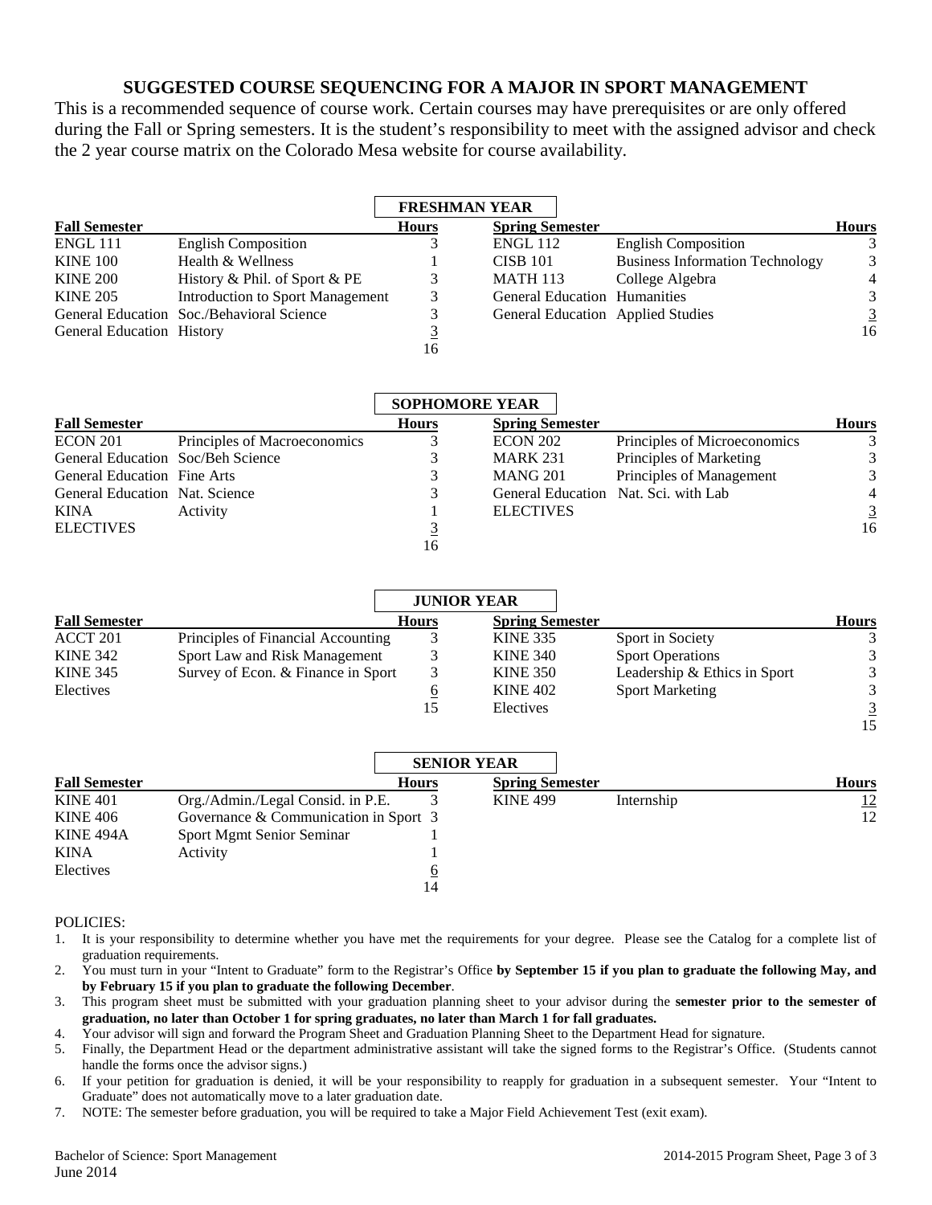## SUGGESTED COURSE SEQUENCING FOR A MAJOR IN SPORT MANAGEMENT

This is a recommended sequence of course work. Certain courses may have prerequisites or are only offered during the Fall or Spring semesters. It is the student's responsibility to meet with the assigned advisor and check the 2 year course matrix on the Colorado Mesa website for course availability.

### FRESHMAN YEAR

| Fall Semester | | Hours | Spring Semester | | Hours |
|---|---|---|---|---|---|
| ENGL 111 | English Composition | 3 | ENGL 112 | English Composition | 3 |
| KINE 100 | Health & Wellness | 1 | CISB 101 | Business Information Technology | 3 |
| KINE 200 | History & Phil. of Sport & PE | 3 | MATH 113 | College Algebra | 4 |
| KINE 205 | Introduction to Sport Management | 3 | General Education | Humanities | 3 |
| General Education | Soc./Behavioral Science | 3 | General Education | Applied Studies | 3 |
| General Education | History | 3 | | | 16 |
| | | 16 | | | |

### SOPHOMORE YEAR

| Fall Semester | | Hours | Spring Semester | | Hours |
|---|---|---|---|---|---|
| ECON 201 | Principles of Macroeconomics | 3 | ECON 202 | Principles of Microeconomics | 3 |
| General Education | Soc/Beh Science | 3 | MARK 231 | Principles of Marketing | 3 |
| General Education | Fine Arts | 3 | MANG 201 | Principles of Management | 3 |
| General Education | Nat. Science | 3 | General Education | Nat. Sci. with Lab | 4 |
| KINA | Activity | 1 | ELECTIVES | | 3 |
| ELECTIVES | | 3 | | | 16 |
| | | 16 | | | |

### JUNIOR YEAR

| Fall Semester | | Hours | Spring Semester | | Hours |
|---|---|---|---|---|---|
| ACCT 201 | Principles of Financial Accounting | 3 | KINE 335 | Sport in Society | 3 |
| KINE 342 | Sport Law and Risk Management | 3 | KINE 340 | Sport Operations | 3 |
| KINE 345 | Survey of Econ. & Finance in Sport | 3 | KINE 350 | Leadership & Ethics in Sport | 3 |
| Electives | | 6 | KINE 402 | Sport Marketing | 3 |
| | | 15 | Electives | | 3 |
| | | | | | 15 |

### SENIOR YEAR

| Fall Semester | | Hours | Spring Semester | | Hours |
|---|---|---|---|---|---|
| KINE 401 | Org./Admin./Legal Consid. in P.E. | 3 | KINE 499 | Internship | 12 |
| KINE 406 | Governance & Communication in Sport | 3 | | | 12 |
| KINE 494A | Sport Mgmt Senior Seminar | 1 | | | |
| KINA | Activity | 1 | | | |
| Electives | | 6 | | | |
| | | 14 | | | |

POLICIES:

1. It is your responsibility to determine whether you have met the requirements for your degree. Please see the Catalog for a complete list of graduation requirements.
2. You must turn in your "Intent to Graduate" form to the Registrar's Office **by September 15 if you plan to graduate the following May, and by February 15 if you plan to graduate the following December**.
3. This program sheet must be submitted with your graduation planning sheet to your advisor during the **semester prior to the semester of graduation, no later than October 1 for spring graduates, no later than March 1 for fall graduates.**
4. Your advisor will sign and forward the Program Sheet and Graduation Planning Sheet to the Department Head for signature.
5. Finally, the Department Head or the department administrative assistant will take the signed forms to the Registrar's Office. (Students cannot handle the forms once the advisor signs.)
6. If your petition for graduation is denied, it will be your responsibility to reapply for graduation in a subsequent semester. Your "Intent to Graduate" does not automatically move to a later graduation date.
7. NOTE: The semester before graduation, you will be required to take a Major Field Achievement Test (exit exam).

Bachelor of Science: Sport Management
June 2014